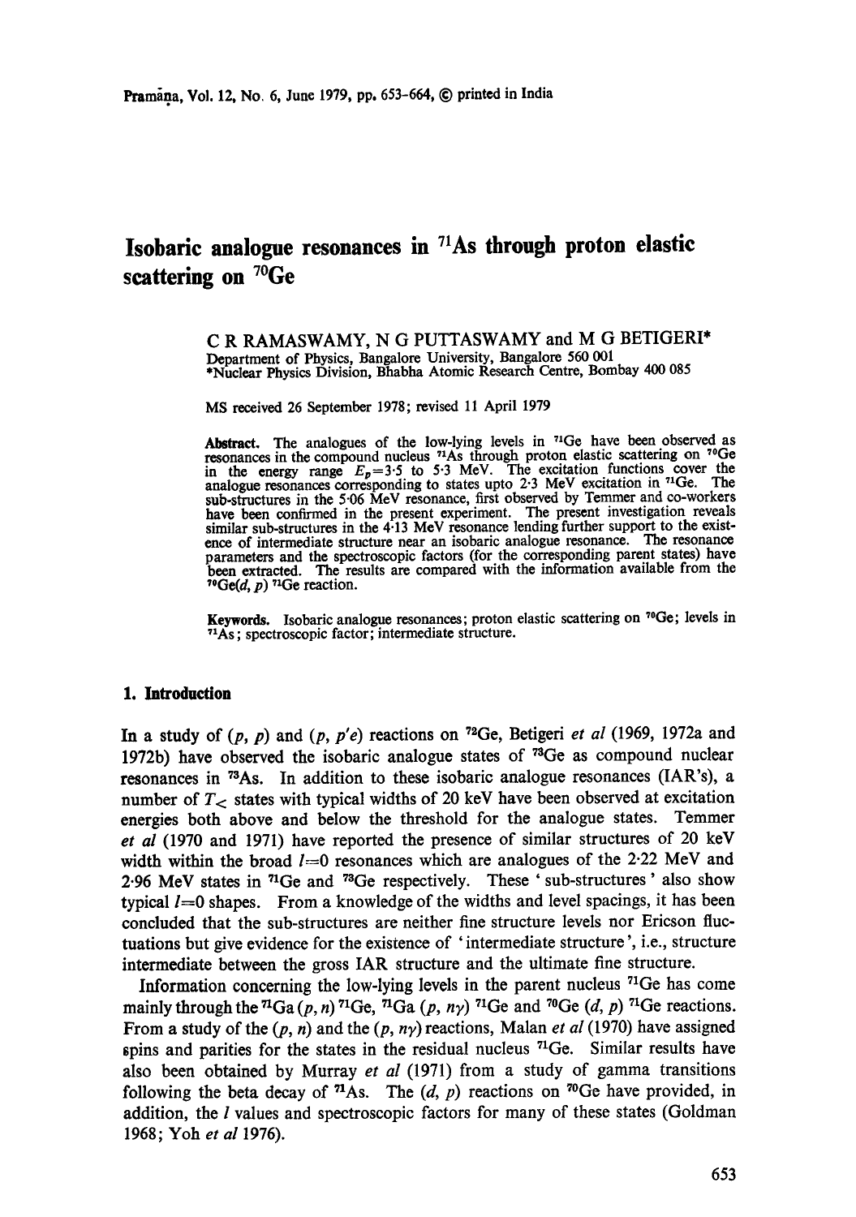# Isobaric analogue resonances in $^{71}$As through proton elastic scattering on $^{70}$Ge

C R RAMASWAMY, N G PUTTASWAMY and M G BETIGERI*

Department of Physics, Bangalore University, Bangalore 560 001

*Nuclear Physics Division, Bhabha Atomic Research Centre, Bombay 400 085

MS received 26 September 1978; revised 11 April 1979

**Abstract.** The analogues of the low-lying levels in $^{71}$Ge have been observed as resonances in the compound nucleus $^{71}$As through proton elastic scattering on $^{70}$Ge in the energy range $E_p = 3.5$ to $5.3$ MeV. The excitation functions cover the analogue resonances corresponding to states upto 2·3 MeV excitation in $^{71}$Ge. The sub-structures in the 5·06 MeV resonance, first observed by Temmer and co-workers have been confirmed in the present experiment. The present investigation reveals similar sub-structures in the 4·13 MeV resonance lending further support to the existence of intermediate structure near an isobaric analogue resonance. The resonance parameters and the spectroscopic factors (for the corresponding parent states) have been extracted. The results are compared with the information available from the $^{70}$Ge$(d, p)$ $^{71}$Ge reaction.

**Keywords.** Isobaric analogue resonances; proton elastic scattering on $^{70}$Ge; levels in $^{71}$As; spectroscopic factor; intermediate structure.

## 1. Introduction

In a study of $(p, p)$ and $(p, p'e)$ reactions on $^{72}$Ge, Betigeri *et al* (1969, 1972a and 1972b) have observed the isobaric analogue states of $^{73}$Ge as compound nuclear resonances in $^{73}$As. In addition to these isobaric analogue resonances (IAR's), a number of $T_<$ states with typical widths of 20 keV have been observed at excitation energies both above and below the threshold for the analogue states. Temmer *et al* (1970 and 1971) have reported the presence of similar structures of 20 keV width within the broad $l=0$ resonances which are analogues of the 2·22 MeV and 2·96 MeV states in $^{71}$Ge and $^{73}$Ge respectively. These 'sub-structures' also show typical $l=0$ shapes. From a knowledge of the widths and level spacings, it has been concluded that the sub-structures are neither fine structure levels nor Ericson fluctuations but give evidence for the existence of 'intermediate structure', i.e., structure intermediate between the gross IAR structure and the ultimate fine structure.

Information concerning the low-lying levels in the parent nucleus $^{71}$Ge has come mainly through the $^{71}$Ga$(p, n)$ $^{71}$Ge, $^{71}$Ga$(p, n\gamma)$ $^{71}$Ge and $^{70}$Ge$(d, p)$ $^{71}$Ge reactions. From a study of the $(p, n)$ and the $(p, n\gamma)$ reactions, Malan *et al* (1970) have assigned spins and parities for the states in the residual nucleus $^{71}$Ge. Similar results have also been obtained by Murray *et al* (1971) from a study of gamma transitions following the beta decay of $^{71}$As. The $(d, p)$ reactions on $^{70}$Ge have provided, in addition, the $l$ values and spectroscopic factors for many of these states (Goldman 1968; Yoh *et al* 1976).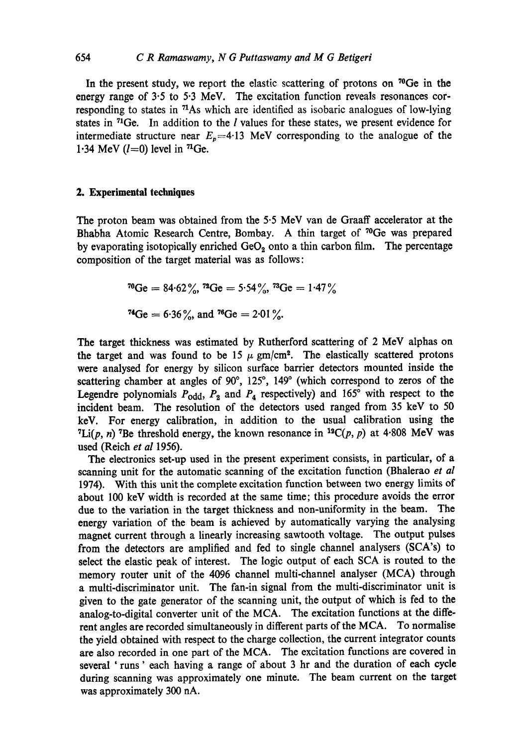In the present study, we report the elastic scattering of protons on $^{70}Ge$ in the energy range of 3·5 to 5·3 MeV. The excitation function reveals resonances corresponding to states in $^{71}As$ which are identified as isobaric analogues of low-lying states in $^{71}Ge$. In addition to the $l$ values for these states, we present evidence for intermediate structure near $E_p$=4·13 MeV corresponding to the analogue of the 1·34 MeV ($l$=0) level in $^{71}Ge$.

## 2. Experimental techniques

The proton beam was obtained from the 5·5 MeV van de Graaff accelerator at the Bhabha Atomic Research Centre, Bombay. A thin target of $^{70}Ge$ was prepared by evaporating isotopically enriched $GeO_2$ onto a thin carbon film. The percentage composition of the target material was as follows:

$$^{70}Ge = 84{\cdot}62\%,\ ^{72}Ge = 5{\cdot}54\%,\ ^{73}Ge = 1{\cdot}47\%$$

$$^{74}Ge = 6{\cdot}36\%,\ \text{and}\ ^{76}Ge = 2{\cdot}01\%.$$

The target thickness was estimated by Rutherford scattering of 2 MeV alphas on the target and was found to be 15 $\mu$ gm/cm$^2$. The elastically scattered protons were analysed for energy by silicon surface barrier detectors mounted inside the scattering chamber at angles of 90°, 125°, 149° (which correspond to zeros of the Legendre polynomials $P_{\text{odd}}$, $P_2$ and $P_4$ respectively) and 165° with respect to the incident beam. The resolution of the detectors used ranged from 35 keV to 50 keV. For energy calibration, in addition to the usual calibration using the $^7Li(p, n)\,^7Be$ threshold energy, the known resonance in $^{12}C(p, p)$ at 4·808 MeV was used (Reich *et al* 1956).

The electronics set-up used in the present experiment consists, in particular, of a scanning unit for the automatic scanning of the excitation function (Bhalerao *et al* 1974). With this unit the complete excitation function between two energy limits of about 100 keV width is recorded at the same time; this procedure avoids the error due to the variation in the target thickness and non-uniformity in the beam. The energy variation of the beam is achieved by automatically varying the analysing magnet current through a linearly increasing sawtooth voltage. The output pulses from the detectors are amplified and fed to single channel analysers (SCA's) to select the elastic peak of interest. The logic output of each SCA is routed to the memory router unit of the 4096 channel multi-channel analyser (MCA) through a multi-discriminator unit. The fan-in signal from the multi-discriminator unit is given to the gate generator of the scanning unit, the output of which is fed to the analog-to-digital converter unit of the MCA. The excitation functions at the different angles are recorded simultaneously in different parts of the MCA. To normalise the yield obtained with respect to the charge collection, the current integrator counts are also recorded in one part of the MCA. The excitation functions are covered in several 'runs' each having a range of about 3 hr and the duration of each cycle during scanning was approximately one minute. The beam current on the target was approximately 300 nA.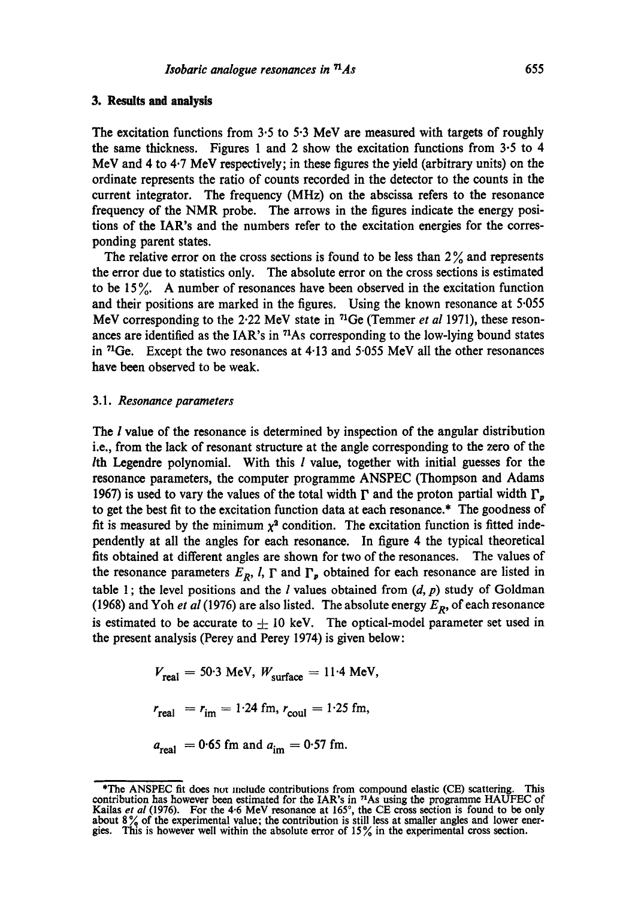## 3. Results and analysis

The excitation functions from 3·5 to 5·3 MeV are measured with targets of roughly the same thickness. Figures 1 and 2 show the excitation functions from 3·5 to 4 MeV and 4 to 4·7 MeV respectively; in these figures the yield (arbitrary units) on the ordinate represents the ratio of counts recorded in the detector to the counts in the current integrator. The frequency (MHz) on the abscissa refers to the resonance frequency of the NMR probe. The arrows in the figures indicate the energy positions of the IAR's and the numbers refer to the excitation energies for the corresponding parent states.

The relative error on the cross sections is found to be less than 2% and represents the error due to statistics only. The absolute error on the cross sections is estimated to be 15%. A number of resonances have been observed in the excitation function and their positions are marked in the figures. Using the known resonance at 5·055 MeV corresponding to the 2·22 MeV state in $^{71}$Ge (Temmer *et al* 1971), these resonances are identified as the IAR's in $^{71}$As corresponding to the low-lying bound states in $^{71}$Ge. Except the two resonances at 4·13 and 5·055 MeV all the other resonances have been observed to be weak.

### 3.1. *Resonance parameters*

The $l$ value of the resonance is determined by inspection of the angular distribution i.e., from the lack of resonant structure at the angle corresponding to the zero of the $l$th Legendre polynomial. With this $l$ value, together with initial guesses for the resonance parameters, the computer programme ANSPEC (Thompson and Adams 1967) is used to vary the values of the total width $\Gamma$ and the proton partial width $\Gamma_p$ to get the best fit to the excitation function data at each resonance.* The goodness of fit is measured by the minimum $\chi^2$ condition. The excitation function is fitted independently at all the angles for each resonance. In figure 4 the typical theoretical fits obtained at different angles are shown for two of the resonances. The values of the resonance parameters $E_R$, $l$, $\Gamma$ and $\Gamma_p$ obtained for each resonance are listed in table 1; the level positions and the $l$ values obtained from $(d, p)$ study of Goldman (1968) and Yoh *et al* (1976) are also listed. The absolute energy $E_R$, of each resonance is estimated to be accurate to $\pm$ 10 keV. The optical-model parameter set used in the present analysis (Perey and Perey 1974) is given below:

$$V_{\text{real}} = 50{\cdot}3 \text{ MeV}, \; W_{\text{surface}} = 11{\cdot}4 \text{ MeV},$$

$$r_{\text{real}} = r_{\text{im}} = 1{\cdot}24 \text{ fm}, \; r_{\text{coul}} = 1{\cdot}25 \text{ fm},$$

$$a_{\text{real}} = 0{\cdot}65 \text{ fm and } a_{\text{im}} = 0{\cdot}57 \text{ fm}.$$

---

*The ANSPEC fit does not include contributions from compound elastic (CE) scattering. This contribution has however been estimated for the IAR's in $^{71}$As using the programme HAUFEC of Kailas *et al* (1976). For the 4·6 MeV resonance at 165°, the CE cross section is found to be only about 8% of the experimental value; the contribution is still less at smaller angles and lower energies. This is however well within the absolute error of 15% in the experimental cross section.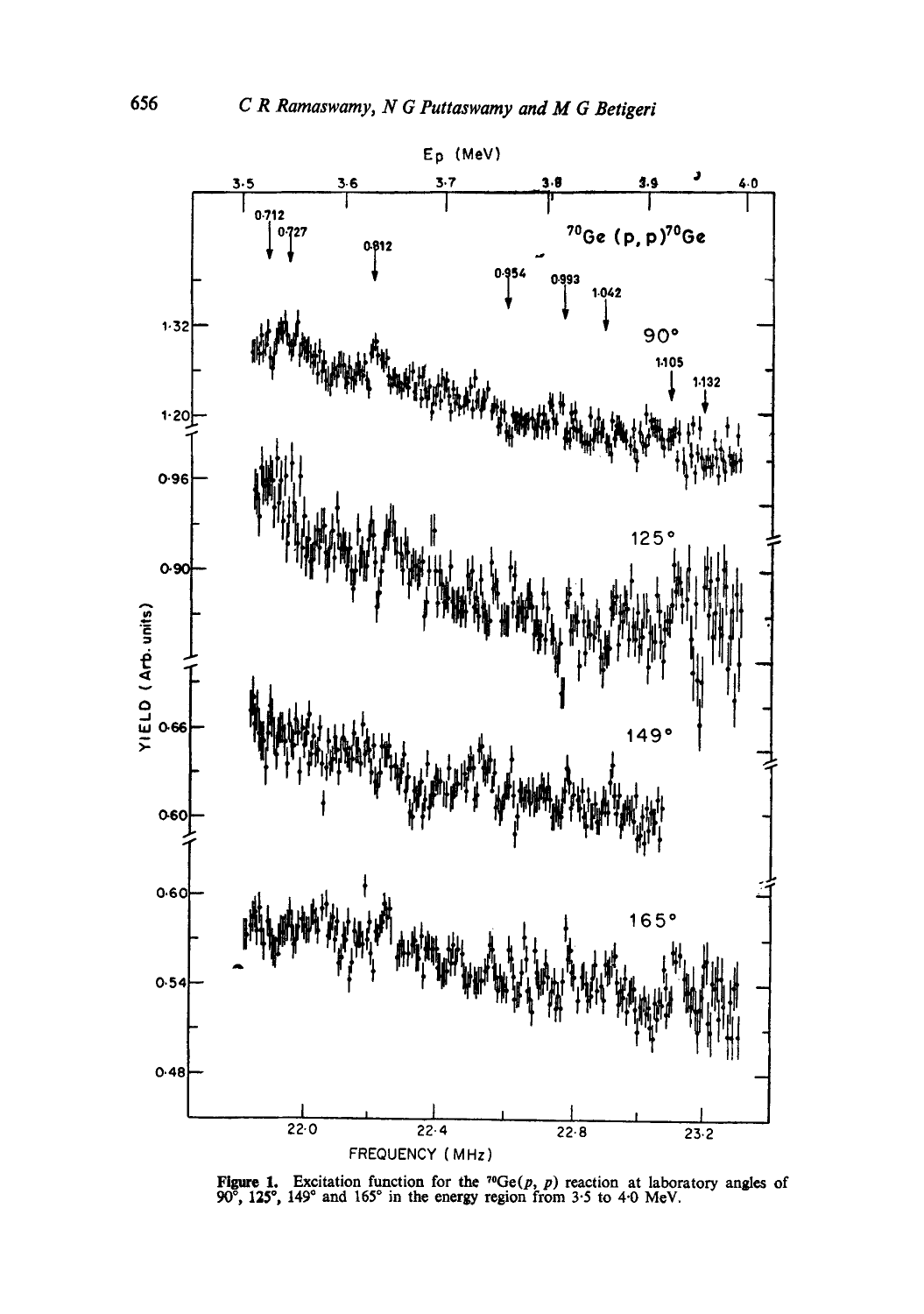Figure 1. Excitation function for the $^{70}Ge(p, p)$ reaction at laboratory angles of 90°, 125°, 149° and 165° in the energy region from 3·5 to 4·0 MeV.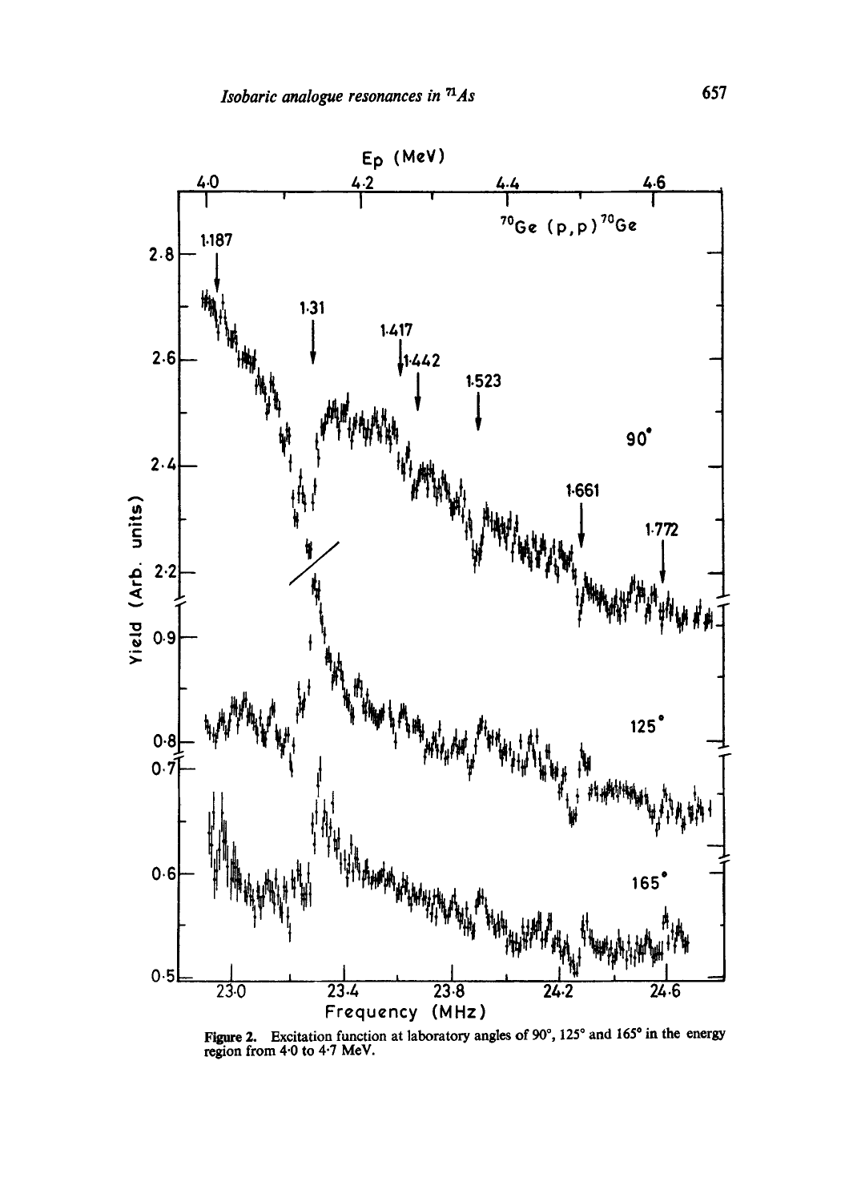Figure 2. Excitation function at laboratory angles of 90°, 125° and 165° in the energy region from 4·0 to 4·7 MeV.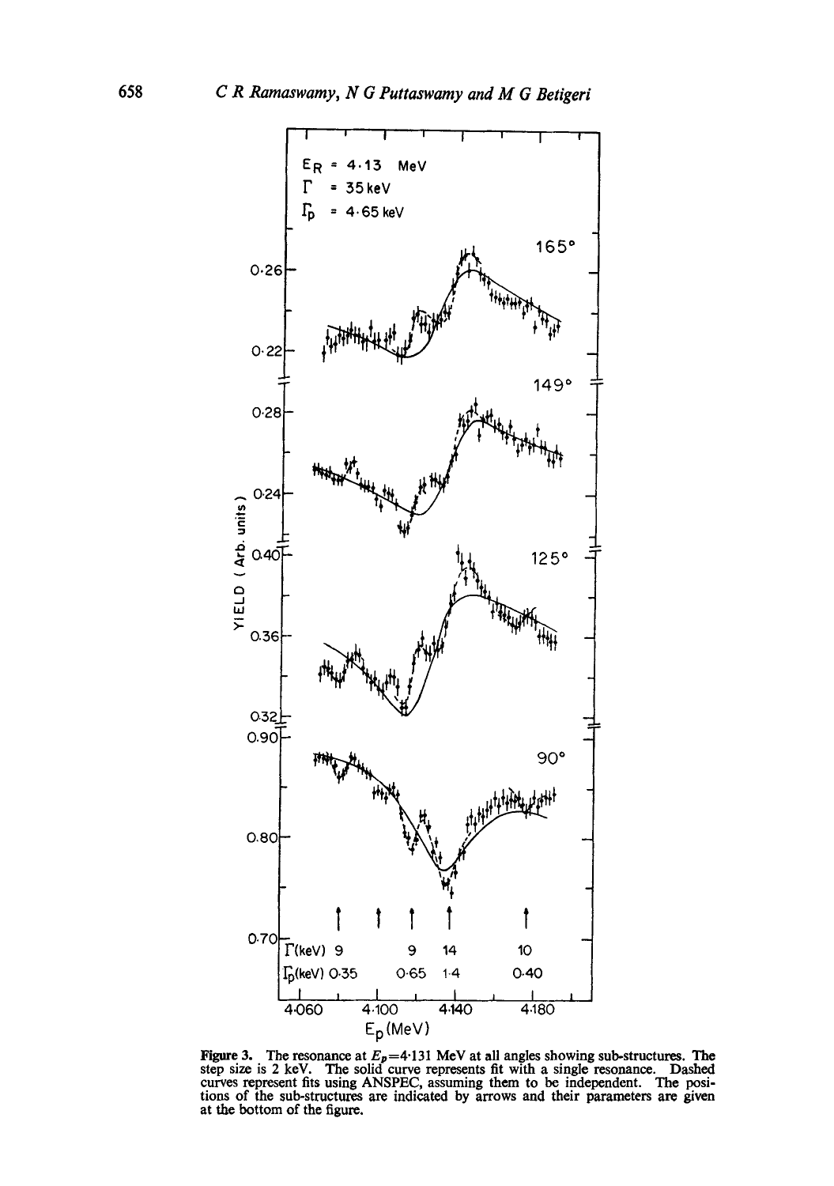Figure 3. The resonance at $E_p$=4·131 MeV at all angles showing sub-structures. The step size is 2 keV. The solid curve represents fit with a single resonance. Dashed curves represent fits using ANSPEC, assuming them to be independent. The positions of the sub-structures are indicated by arrows and their parameters are given at the bottom of the figure.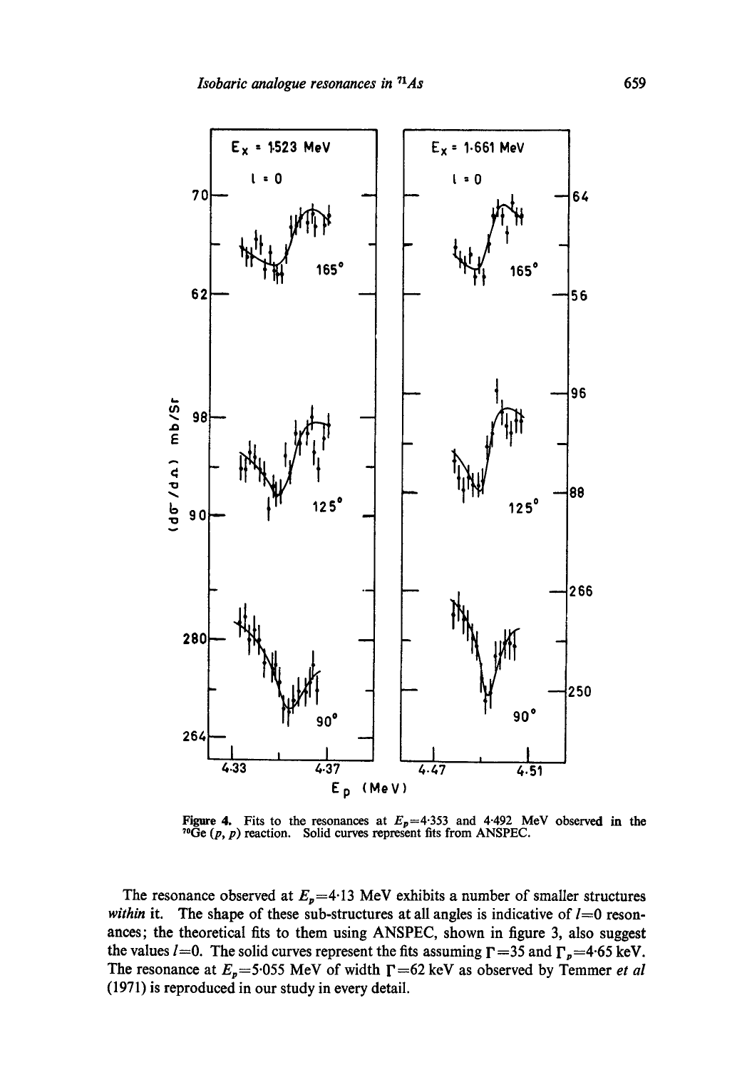Figure 4. Fits to the resonances at $E_p$=4·353 and 4·492 MeV observed in the $^{70}$Ge $(p, p)$ reaction. Solid curves represent fits from ANSPEC.

The resonance observed at $E_p$=4·13 MeV exhibits a number of smaller structures *within* it. The shape of these sub-structures at all angles is indicative of $l$=0 resonances; the theoretical fits to them using ANSPEC, shown in figure 3, also suggest the values $l$=0. The solid curves represent the fits assuming $\Gamma$=35 and $\Gamma_p$=4·65 keV. The resonance at $E_p$=5·055 MeV of width $\Gamma$=62 keV as observed by Temmer *et al* (1971) is reproduced in our study in every detail.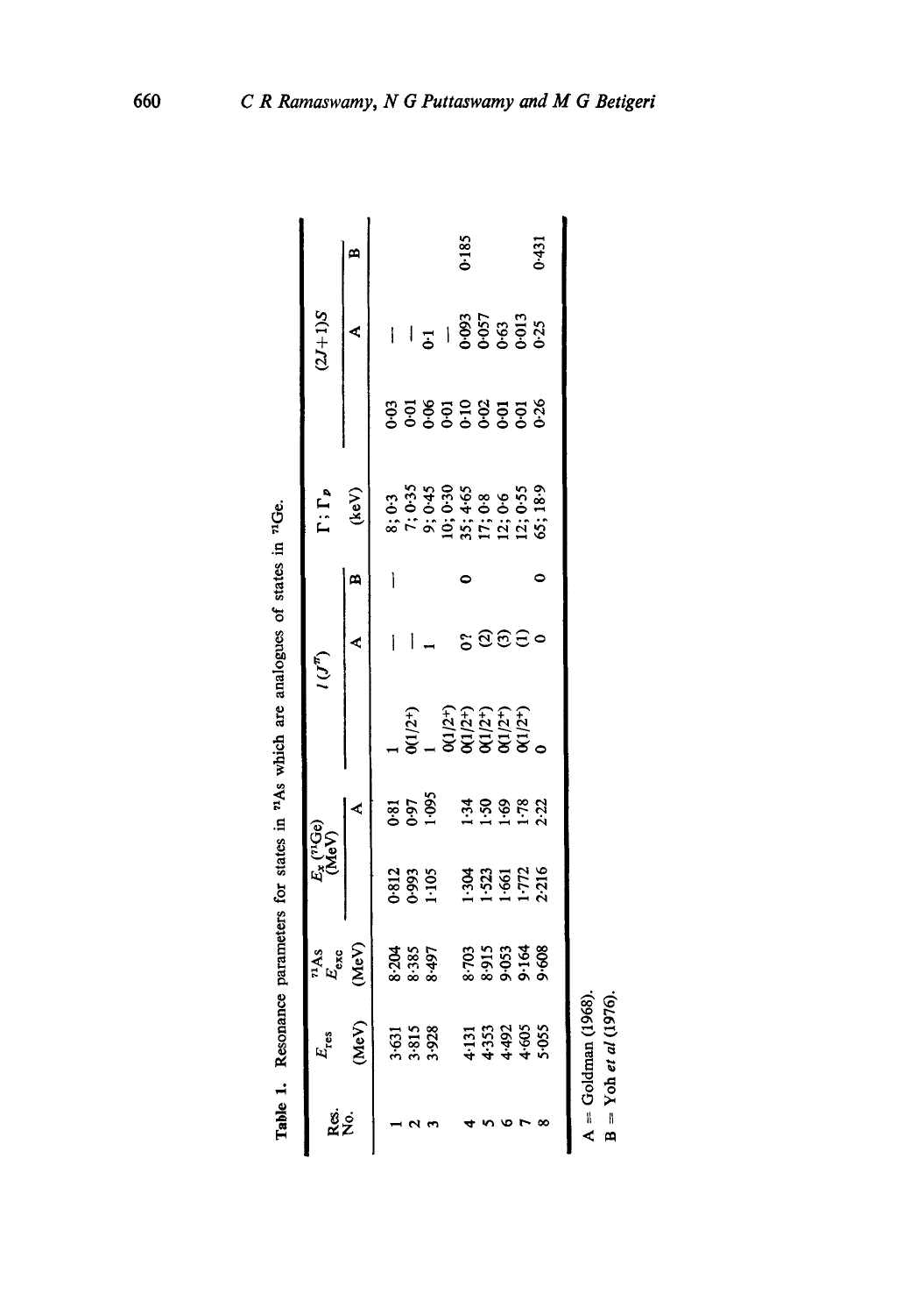**Table 1.** Resonance parameters for states in $^{71}$As which are analogues of states in $^{71}$Ge.

| Res. No. | $E_{res}$ (MeV) | $^{71}$As $E_{exc}$ (MeV) | $E_x$ ($^{71}$Ge) (MeV) | | $l$ ($J^\pi$) | | | $\Gamma$; $\Gamma_p$ (keV) | $(2J+1)S$ | | |
|---|---|---|---|---|---|---|---|---|---|---|---|
| | | | | A | | A | B | | | A | B |
| 1 | 3·631 | 8·204 | 0·812 | 0·81 | 1 | — | — | 8; 0·3 | 0·03 | — | |
| 2 | 3·815 | 8·385 | 0·993 | 0·97 | 0(1/2$^+$) | — | | 7; 0·35 | 0·01 | — | |
| 3 | 3·928 | 8·497 | 1·105 | 1·095 | 1 | 1 | | 9; 0·45 | 0·06 | 0·1 | |
| | | | | | 0(1/2$^+$) | | | 10; 0·30 | 0·01 | — | |
| 4 | 4·131 | 8·703 | 1·304 | 1·34 | 0(1/2$^+$) | 0? | 0 | 35; 4·65 | 0·10 | 0·093 | 0·185 |
| 5 | 4·353 | 8·915 | 1·523 | 1·50 | 0(1/2$^+$) | (2) | | 17; 0·8 | 0·02 | 0·057 | |
| 6 | 4·492 | 9·053 | 1·661 | 1·69 | 0(1/2$^+$) | (3) | | 12; 0·6 | 0·01 | 0·63 | |
| 7 | 4·605 | 9·164 | 1·772 | 1·78 | 0(1/2$^+$) | (1) | | 12; 0·55 | 0·01 | 0·013 | |
| 8 | 5·055 | 9·608 | 2·216 | 2·22 | 0 | 0 | 0 | 65; 18·9 | 0·26 | 0·25 | 0·431 |

A = Goldman (1968).
B = Yoh *et al* (1976).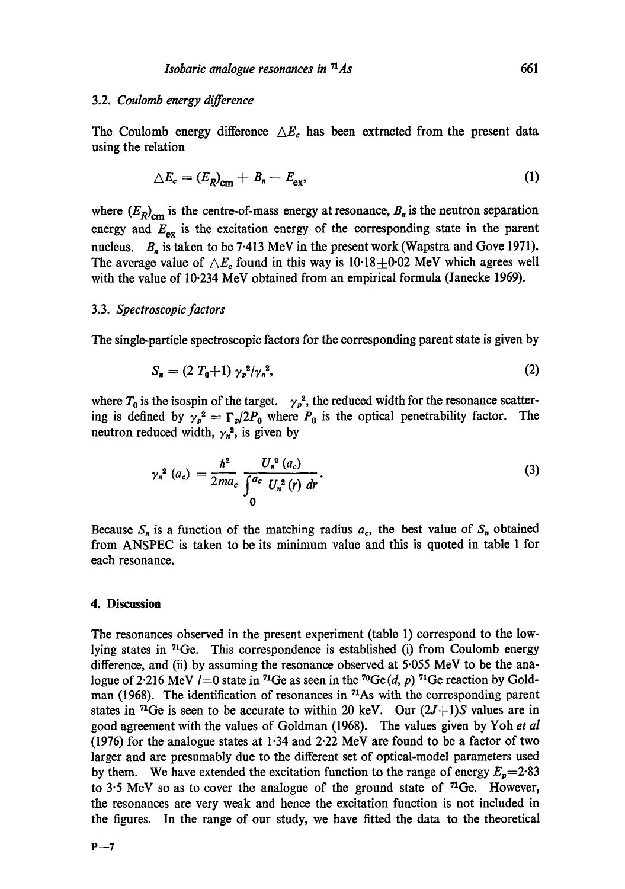### 3.2. *Coulomb energy difference*

The Coulomb energy difference $\triangle E_c$ has been extracted from the present data using the relation

$$\triangle E_c = (E_R)_{\text{cm}} + B_n - E_{\text{ex}}, \tag{1}$$

where $(E_R)_{\text{cm}}$ is the centre-of-mass energy at resonance, $B_n$ is the neutron separation energy and $E_{\text{ex}}$ is the excitation energy of the corresponding state in the parent nucleus. $B_n$ is taken to be 7·413 MeV in the present work (Wapstra and Gove 1971). The average value of $\triangle E_c$ found in this way is 10·18±0·02 MeV which agrees well with the value of 10·234 MeV obtained from an empirical formula (Janecke 1969).

### 3.3. *Spectroscopic factors*

The single-particle spectroscopic factors for the corresponding parent state is given by

$$S_n = (2\,T_0+1)\,\gamma_p^2/\gamma_n^2, \tag{2}$$

where $T_0$ is the isospin of the target. $\gamma_p^2$, the reduced width for the resonance scattering is defined by $\gamma_p^2 = \Gamma_p/2P_0$ where $P_0$ is the optical penetrability factor. The neutron reduced width, $\gamma_n^2$, is given by

$$\gamma_n^2\,(a_c) = \frac{\hbar^2}{2ma_c}\,\frac{U_n^2\,(a_c)}{\int_0^{a_c} U_n^2\,(r)\,dr}. \tag{3}$$

Because $S_n$ is a function of the matching radius $a_c$, the best value of $S_n$ obtained from ANSPEC is taken to be its minimum value and this is quoted in table 1 for each resonance.

## 4. Discussion

The resonances observed in the present experiment (table 1) correspond to the low-lying states in $^{71}$Ge. This correspondence is established (i) from Coulomb energy difference, and (ii) by assuming the resonance observed at 5·055 MeV to be the analogue of 2·216 MeV $l$=0 state in $^{71}$Ge as seen in the $^{70}$Ge$(d, p)$ $^{71}$Ge reaction by Goldman (1968). The identification of resonances in $^{71}$As with the corresponding parent states in $^{71}$Ge is seen to be accurate to within 20 keV. Our $(2J+1)S$ values are in good agreement with the values of Goldman (1968). The values given by Yoh *et al* (1976) for the analogue states at 1·34 and 2·22 MeV are found to be a factor of two larger and are presumably due to the different set of optical-model parameters used by them. We have extended the excitation function to the range of energy $E_p$=2·83 to 3·5 MeV so as to cover the analogue of the ground state of $^{71}$Ge. However, the resonances are very weak and hence the excitation function is not included in the figures. In the range of our study, we have fitted the data to the theoretical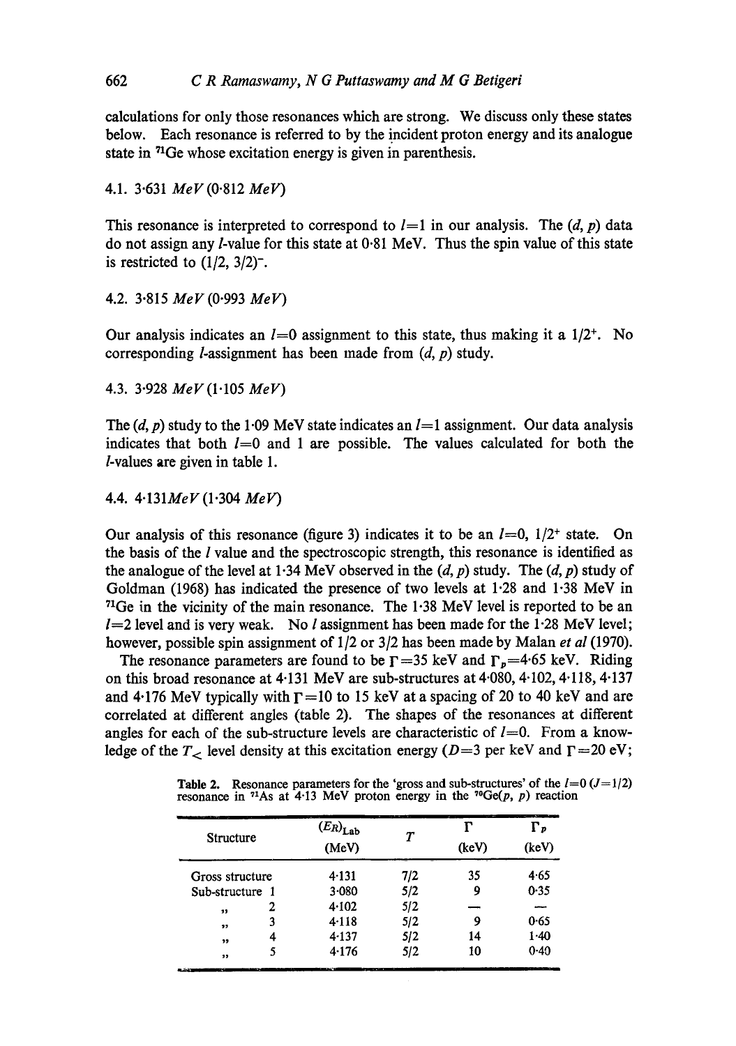calculations for only those resonances which are strong. We discuss only these states below. Each resonance is referred to by the incident proton energy and its analogue state in $^{71}$Ge whose excitation energy is given in parenthesis.

### 4.1. 3·631 *MeV* (0·812 *MeV*)

This resonance is interpreted to correspond to $l=1$ in our analysis. The $(d, p)$ data do not assign any $l$-value for this state at 0·81 MeV. Thus the spin value of this state is restricted to $(1/2, 3/2)^-$.

### 4.2. 3·815 *MeV* (0·993 *MeV*)

Our analysis indicates an $l=0$ assignment to this state, thus making it a $1/2^+$. No corresponding $l$-assignment has been made from $(d, p)$ study.

### 4.3. 3·928 *MeV* (1·105 *MeV*)

The $(d, p)$ study to the 1·09 MeV state indicates an $l=1$ assignment. Our data analysis indicates that both $l=0$ and 1 are possible. The values calculated for both the $l$-values are given in table 1.

### 4.4. 4·131 *MeV* (1·304 *MeV*)

Our analysis of this resonance (figure 3) indicates it to be an $l=0$, $1/2^+$ state. On the basis of the $l$ value and the spectroscopic strength, this resonance is identified as the analogue of the level at 1·34 MeV observed in the $(d, p)$ study. The $(d, p)$ study of Goldman (1968) has indicated the presence of two levels at 1·28 and 1·38 MeV in $^{71}$Ge in the vicinity of the main resonance. The 1·38 MeV level is reported to be an $l=2$ level and is very weak. No $l$ assignment has been made for the 1·28 MeV level; however, possible spin assignment of 1/2 or 3/2 has been made by Malan *et al* (1970).

The resonance parameters are found to be $\Gamma=35$ keV and $\Gamma_p=4\cdot65$ keV. Riding on this broad resonance at 4·131 MeV are sub-structures at 4·080, 4·102, 4·118, 4·137 and 4·176 MeV typically with $\Gamma=10$ to 15 keV at a spacing of 20 to 40 keV and are correlated at different angles (table 2). The shapes of the resonances at different angles for each of the sub-structure levels are characteristic of $l=0$. From a knowledge of the $T_<$ level density at this excitation energy ($D=3$ per keV and $\Gamma=20$ eV;

**Table 2.** Resonance parameters for the 'gross and sub-structures' of the $l=0$ $(J=1/2)$ resonance in $^{71}$As at 4·13 MeV proton energy in the $^{70}$Ge$(p, p)$ reaction

| Structure | $(E_R)_{\text{Lab}}$ (MeV) | $T$ | $\Gamma$ (keV) | $\Gamma_p$ (keV) |
|---|---|---|---|---|
| Gross structure | 4·131 | 7/2 | 35 | 4·65 |
| Sub-structure 1 | 3·080 | 5/2 | 9 | 0·35 |
| ,, 2 | 4·102 | 5/2 | — | — |
| ,, 3 | 4·118 | 5/2 | 9 | 0·65 |
| ,, 4 | 4·137 | 5/2 | 14 | 1·40 |
| ,, 5 | 4·176 | 5/2 | 10 | 0·40 |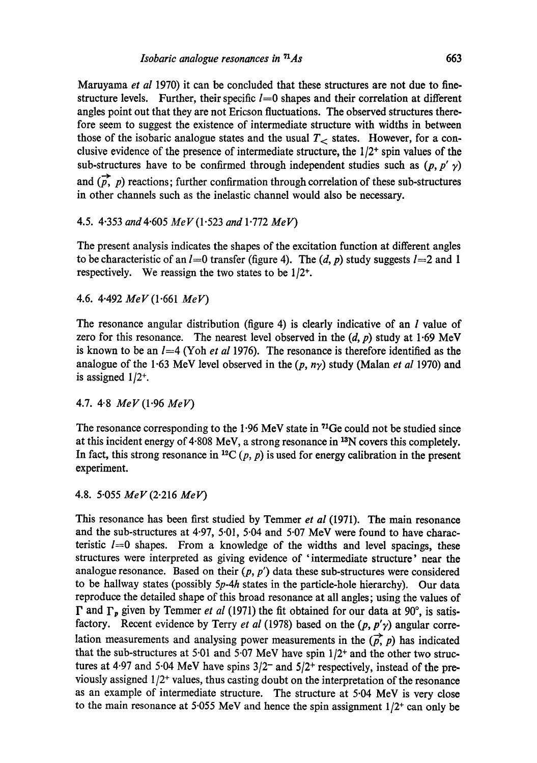Maruyama *et al* 1970) it can be concluded that these structures are not due to fine-structure levels. Further, their specific $l=0$ shapes and their correlation at different angles point out that they are not Ericson fluctuations. The observed structures therefore seem to suggest the existence of intermediate structure with widths in between those of the isobaric analogue states and the usual $T_<$ states. However, for a conclusive evidence of the presence of intermediate structure, the $1/2^+$ spin values of the sub-structures have to be confirmed through independent studies such as $(p, p' \gamma)$ and $(\vec{p}, p)$ reactions; further confirmation through correlation of these sub-structures in other channels such as the inelastic channel would also be necessary.

### 4.5. 4·353 *and* 4·605 *MeV* (1·523 *and* 1·772 *MeV*)

The present analysis indicates the shapes of the excitation function at different angles to be characteristic of an $l=0$ transfer (figure 4). The $(d, p)$ study suggests $l=2$ and 1 respectively. We reassign the two states to be $1/2^+$.

### 4.6. 4·492 *MeV* (1·661 *MeV*)

The resonance angular distribution (figure 4) is clearly indicative of an $l$ value of zero for this resonance. The nearest level observed in the $(d, p)$ study at 1·69 MeV is known to be an $l=4$ (Yoh *et al* 1976). The resonance is therefore identified as the analogue of the 1·63 MeV level observed in the $(p, n\gamma)$ study (Malan *et al* 1970) and is assigned $1/2^+$.

### 4.7. 4·8 *MeV* (1·96 *MeV*)

The resonance corresponding to the 1·96 MeV state in $^{71}$Ge could not be studied since at this incident energy of 4·808 MeV, a strong resonance in $^{13}$N covers this completely. In fact, this strong resonance in $^{12}$C $(p, p)$ is used for energy calibration in the present experiment.

### 4.8. 5·055 *MeV* (2·216 *MeV*)

This resonance has been first studied by Temmer *et al* (1971). The main resonance and the sub-structures at 4·97, 5·01, 5·04 and 5·07 MeV were found to have characteristic $l=0$ shapes. From a knowledge of the widths and level spacings, these structures were interpreted as giving evidence of 'intermediate structure' near the analogue resonance. Based on their $(p, p')$ data these sub-structures were considered to be hallway states (possibly $5p$-$4h$ states in the particle-hole hierarchy). Our data reproduce the detailed shape of this broad resonance at all angles; using the values of $\Gamma$ and $\Gamma_p$ given by Temmer *et al* (1971) the fit obtained for our data at 90°, is satisfactory. Recent evidence by Terry *et al* (1978) based on the $(p, p'\gamma)$ angular correlation measurements and analysing power measurements in the $(\vec{p}, p)$ has indicated that the sub-structures at 5·01 and 5·07 MeV have spin $1/2^+$ and the other two structures at 4·97 and 5·04 MeV have spins $3/2^-$ and $5/2^+$ respectively, instead of the previously assigned $1/2^+$ values, thus casting doubt on the interpretation of the resonance as an example of intermediate structure. The structure at 5·04 MeV is very close to the main resonance at 5·055 MeV and hence the spin assignment $1/2^+$ can only be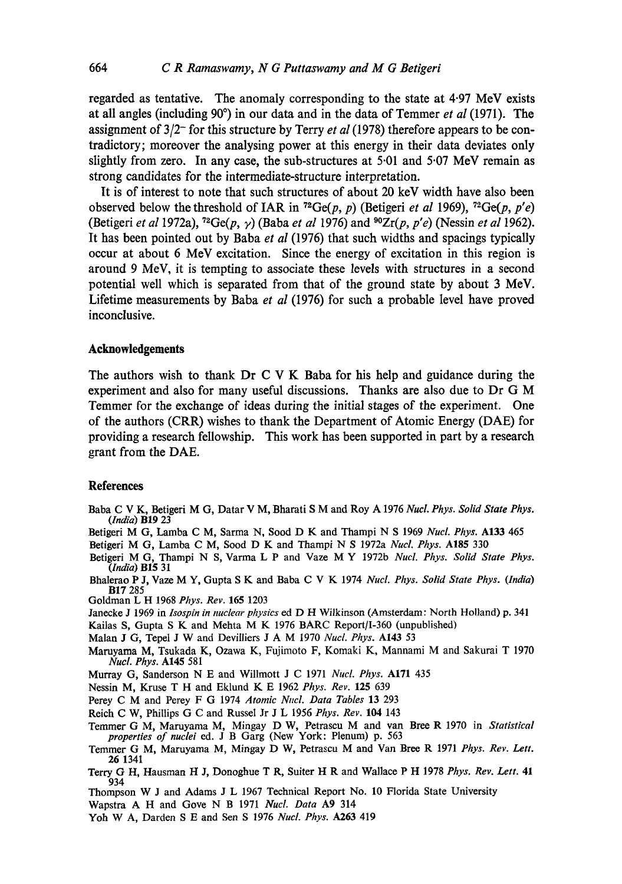regarded as tentative. The anomaly corresponding to the state at 4·97 MeV exists at all angles (including 90°) in our data and in the data of Temmer *et al* (1971). The assignment of $3/2^-$ for this structure by Terry *et al* (1978) therefore appears to be contradictory; moreover the analysing power at this energy in their data deviates only slightly from zero. In any case, the sub-structures at 5·01 and 5·07 MeV remain as strong candidates for the intermediate-structure interpretation.

It is of interest to note that such structures of about 20 keV width have also been observed below the threshold of IAR in $^{72}$Ge($p$, $p$) (Betigeri *et al* 1969), $^{72}$Ge($p$, $p'e$) (Betigeri *et al* 1972a), $^{72}$Ge($p$, $\gamma$) (Baba *et al* 1976) and $^{90}$Zr($p$, $p'e$) (Nessin *et al* 1962). It has been pointed out by Baba *et al* (1976) that such widths and spacings typically occur at about 6 MeV excitation. Since the energy of excitation in this region is around 9 MeV, it is tempting to associate these levels with structures in a second potential well which is separated from that of the ground state by about 3 MeV. Lifetime measurements by Baba *et al* (1976) for such a probable level have proved inconclusive.

## Acknowledgements

The authors wish to thank Dr C V K Baba for his help and guidance during the experiment and also for many useful discussions. Thanks are also due to Dr G M Temmer for the exchange of ideas during the initial stages of the experiment. One of the authors (CRR) wishes to thank the Department of Atomic Energy (DAE) for providing a research fellowship. This work has been supported in part by a research grant from the DAE.

## References

Baba C V K, Betigeri M G, Datar V M, Bharati S M and Roy A 1976 *Nucl. Phys. Solid State Phys. (India)* **B19** 23

Betigeri M G, Lamba C M, Sarma N, Sood D K and Thampi N S 1969 *Nucl. Phys.* **A133** 465

Betigeri M G, Lamba C M, Sood D K and Thampi N S 1972a *Nucl. Phys.* **A185** 330

Betigeri M G, Thampi N S, Varma L P and Vaze M Y 1972b *Nucl. Phys. Solid State Phys. (India)* **B15** 31

Bhalerao P J, Vaze M Y, Gupta S K and Baba C V K 1974 *Nucl. Phys. Solid State Phys. (India)* **B17** 285

Goldman L H 1968 *Phys. Rev.* **165** 1203

Janecke J 1969 in *Isospin in nuclear physics* ed D H Wilkinson (Amsterdam: North Holland) p. 341

Kailas S, Gupta S K and Mehta M K 1976 BARC Report/I-360 (unpublished)

Malan J G, Tepel J W and Devilliers J A M 1970 *Nucl. Phys.* **A143** 53

Maruyama M, Tsukada K, Ozawa K, Fujimoto F, Komaki K, Mannami M and Sakurai T 1970 *Nucl. Phys.* **A145** 581

Murray G, Sanderson N E and Willmott J C 1971 *Nucl. Phys.* **A171** 435

Nessin M, Kruse T H and Eklund K E 1962 *Phys. Rev.* **125** 639

Perey C M and Perey F G 1974 *Atomic Nucl. Data Tables* **13** 293

Reich C W, Phillips G C and Russel Jr J L 1956 *Phys. Rev.* **104** 143

Temmer G M, Maruyama M, Mingay D W, Petrascu M and van Bree R 1970 in *Statistical properties of nuclei* ed. J B Garg (New York: Plenum) p. 563

Temmer G M, Maruyama M, Mingay D W, Petrascu M and Van Bree R 1971 *Phys. Rev. Lett.* **26** 1341

Terry G H, Hausman H J, Donoghue T R, Suiter H R and Wallace P H 1978 *Phys. Rev. Lett.* **41** 934

Thompson W J and Adams J L 1967 Technical Report No. 10 Florida State University

Wapstra A H and Gove N B 1971 *Nucl. Data* **A9** 314

Yoh W A, Darden S E and Sen S 1976 *Nucl. Phys.* **A263** 419